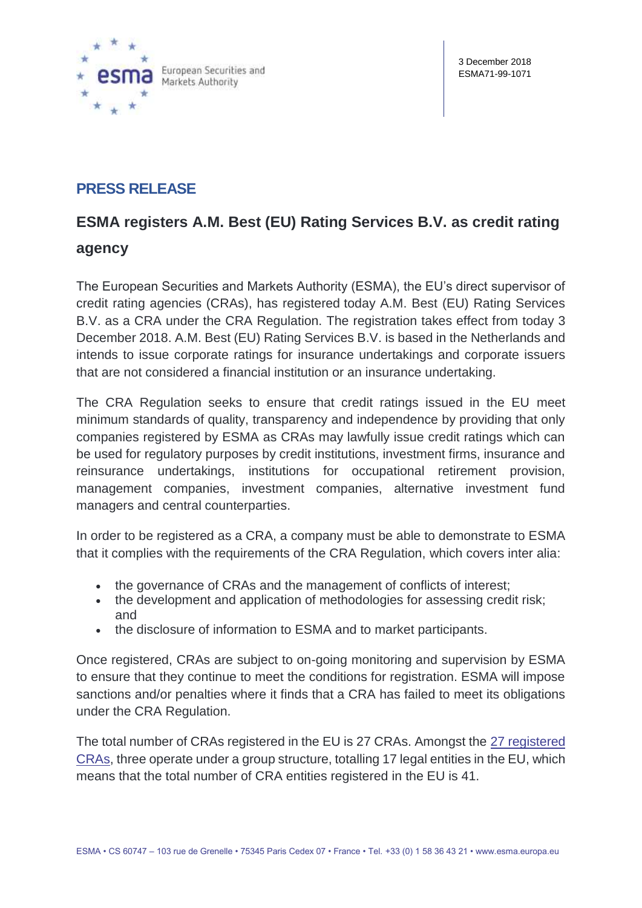3 December 2018
ESMA71-99-1071

## PRESS RELEASE

# ESMA registers A.M. Best (EU) Rating Services B.V. as credit rating agency

The European Securities and Markets Authority (ESMA), the EU's direct supervisor of credit rating agencies (CRAs), has registered today A.M. Best (EU) Rating Services B.V. as a CRA under the CRA Regulation. The registration takes effect from today 3 December 2018. A.M. Best (EU) Rating Services B.V. is based in the Netherlands and intends to issue corporate ratings for insurance undertakings and corporate issuers that are not considered a financial institution or an insurance undertaking.

The CRA Regulation seeks to ensure that credit ratings issued in the EU meet minimum standards of quality, transparency and independence by providing that only companies registered by ESMA as CRAs may lawfully issue credit ratings which can be used for regulatory purposes by credit institutions, investment firms, insurance and reinsurance undertakings, institutions for occupational retirement provision, management companies, investment companies, alternative investment fund managers and central counterparties.

In order to be registered as a CRA, a company must be able to demonstrate to ESMA that it complies with the requirements of the CRA Regulation, which covers inter alia:

- the governance of CRAs and the management of conflicts of interest;
- the development and application of methodologies for assessing credit risk; and
- the disclosure of information to ESMA and to market participants.

Once registered, CRAs are subject to on-going monitoring and supervision by ESMA to ensure that they continue to meet the conditions for registration. ESMA will impose sanctions and/or penalties where it finds that a CRA has failed to meet its obligations under the CRA Regulation.

The total number of CRAs registered in the EU is 27 CRAs. Amongst the 27 registered CRAs, three operate under a group structure, totalling 17 legal entities in the EU, which means that the total number of CRA entities registered in the EU is 41.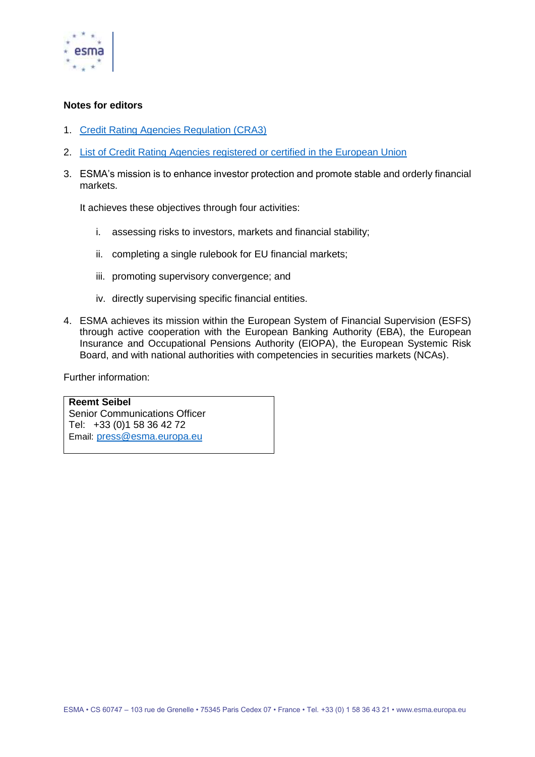**Notes for editors**

1. [Credit Rating Agencies Regulation (CRA3)]
2. [List of Credit Rating Agencies registered or certified in the European Union]
3. ESMA's mission is to enhance investor protection and promote stable and orderly financial markets.

   It achieves these objectives through four activities:

   i. assessing risks to investors, markets and financial stability;

   ii. completing a single rulebook for EU financial markets;

   iii. promoting supervisory convergence; and

   iv. directly supervising specific financial entities.

4. ESMA achieves its mission within the European System of Financial Supervision (ESFS) through active cooperation with the European Banking Authority (EBA), the European Insurance and Occupational Pensions Authority (EIOPA), the European Systemic Risk Board, and with national authorities with competencies in securities markets (NCAs).

Further information:

| |
|---|
| **Reemt Seibel**<br>Senior Communications Officer<br>Tel: +33 (0)1 58 36 42 72<br>Email: press@esma.europa.eu |